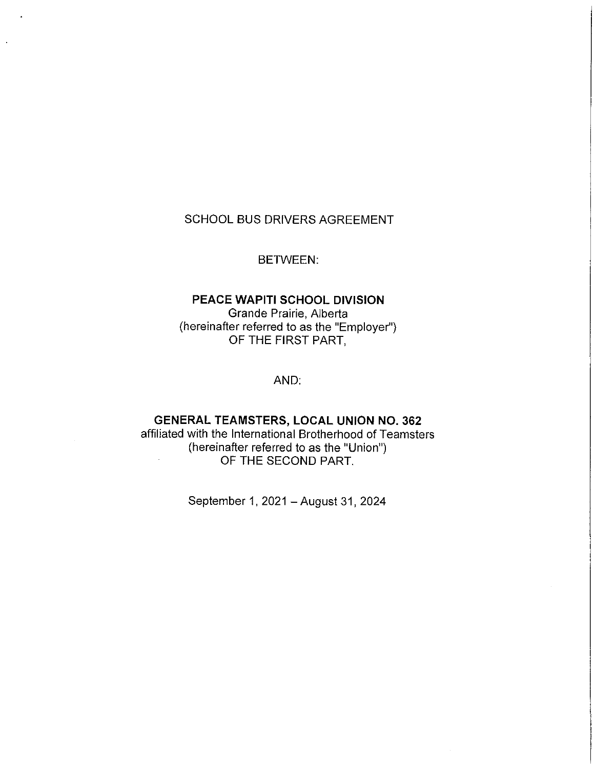SCHOOL BUS DRIVERS AGREEMENT

BETWEEN:

**PEACE WAPITI SCHOOL DIVISION**
Grande Prairie, Alberta
(hereinafter referred to as the "Employer")
OF THE FIRST PART,

AND:

**GENERAL TEAMSTERS, LOCAL UNION NO. 362**
affiliated with the International Brotherhood of Teamsters
(hereinafter referred to as the "Union")
OF THE SECOND PART.

September 1, 2021 – August 31, 2024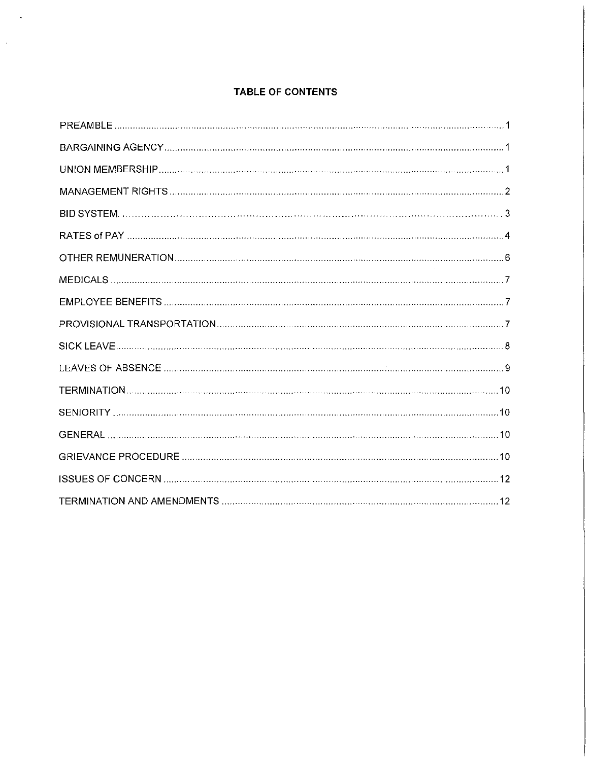## TABLE OF CONTENTS

| | |
|---|---|
| PREAMBLE | 1 |
| BARGAINING AGENCY | 1 |
| UNION MEMBERSHIP | 1 |
| MANAGEMENT RIGHTS | 2 |
| BID SYSTEM | 3 |
| RATES of PAY | 4 |
| OTHER REMUNERATION | 6 |
| MEDICALS | 7 |
| EMPLOYEE BENEFITS | 7 |
| PROVISIONAL TRANSPORTATION | 7 |
| SICK LEAVE | 8 |
| LEAVES OF ABSENCE | 9 |
| TERMINATION | 10 |
| SENIORITY | 10 |
| GENERAL | 10 |
| GRIEVANCE PROCEDURE | 10 |
| ISSUES OF CONCERN | 12 |
| TERMINATION AND AMENDMENTS | 12 |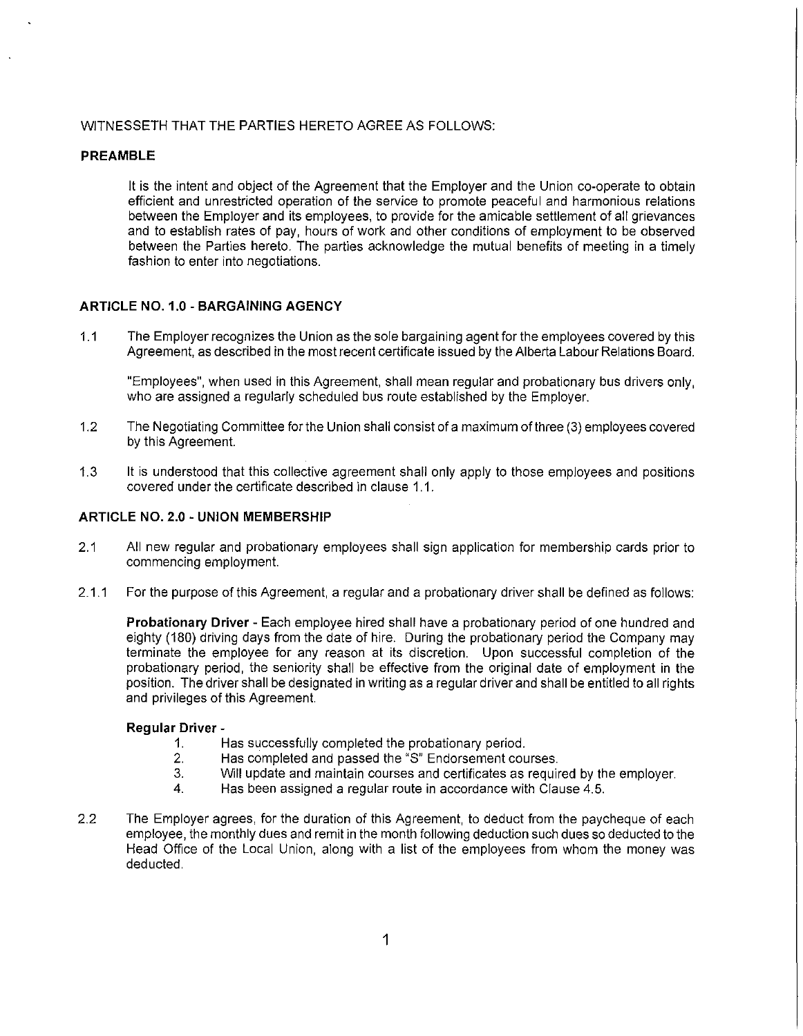WITNESSETH THAT THE PARTIES HERETO AGREE AS FOLLOWS:

## PREAMBLE

It is the intent and object of the Agreement that the Employer and the Union co-operate to obtain efficient and unrestricted operation of the service to promote peaceful and harmonious relations between the Employer and its employees, to provide for the amicable settlement of all grievances and to establish rates of pay, hours of work and other conditions of employment to be observed between the Parties hereto. The parties acknowledge the mutual benefits of meeting in a timely fashion to enter into negotiations.

## ARTICLE NO. 1.0 - BARGAINING AGENCY

1.1 The Employer recognizes the Union as the sole bargaining agent for the employees covered by this Agreement, as described in the most recent certificate issued by the Alberta Labour Relations Board.

"Employees", when used in this Agreement, shall mean regular and probationary bus drivers only, who are assigned a regularly scheduled bus route established by the Employer.

1.2 The Negotiating Committee for the Union shall consist of a maximum of three (3) employees covered by this Agreement.

1.3 It is understood that this collective agreement shall only apply to those employees and positions covered under the certificate described in clause 1.1.

## ARTICLE NO. 2.0 - UNION MEMBERSHIP

2.1 All new regular and probationary employees shall sign application for membership cards prior to commencing employment.

2.1.1 For the purpose of this Agreement, a regular and a probationary driver shall be defined as follows:

**Probationary Driver** - Each employee hired shall have a probationary period of one hundred and eighty (180) driving days from the date of hire. During the probationary period the Company may terminate the employee for any reason at its discretion. Upon successful completion of the probationary period, the seniority shall be effective from the original date of employment in the position. The driver shall be designated in writing as a regular driver and shall be entitled to all rights and privileges of this Agreement.

**Regular Driver** -

1. Has successfully completed the probationary period.
2. Has completed and passed the "S" Endorsement courses.
3. Will update and maintain courses and certificates as required by the employer.
4. Has been assigned a regular route in accordance with Clause 4.5.

2.2 The Employer agrees, for the duration of this Agreement, to deduct from the paycheque of each employee, the monthly dues and remit in the month following deduction such dues so deducted to the Head Office of the Local Union, along with a list of the employees from whom the money was deducted.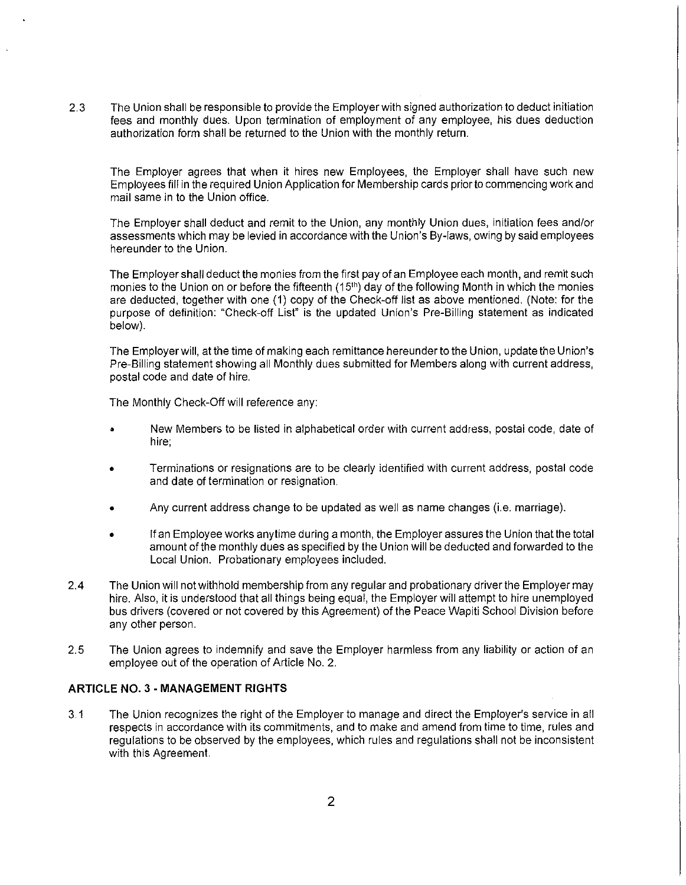2.3 The Union shall be responsible to provide the Employer with signed authorization to deduct initiation fees and monthly dues. Upon termination of employment of any employee, his dues deduction authorization form shall be returned to the Union with the monthly return.

The Employer agrees that when it hires new Employees, the Employer shall have such new Employees fill in the required Union Application for Membership cards prior to commencing work and mail same in to the Union office.

The Employer shall deduct and remit to the Union, any monthly Union dues, initiation fees and/or assessments which may be levied in accordance with the Union's By-laws, owing by said employees hereunder to the Union.

The Employer shall deduct the monies from the first pay of an Employee each month, and remit such monies to the Union on or before the fifteenth (15th) day of the following Month in which the monies are deducted, together with one (1) copy of the Check-off list as above mentioned. (Note: for the purpose of definition: "Check-off List" is the updated Union's Pre-Billing statement as indicated below).

The Employer will, at the time of making each remittance hereunder to the Union, update the Union's Pre-Billing statement showing all Monthly dues submitted for Members along with current address, postal code and date of hire.

The Monthly Check-Off will reference any:

- New Members to be listed in alphabetical order with current address, postal code, date of hire;
- Terminations or resignations are to be clearly identified with current address, postal code and date of termination or resignation.
- Any current address change to be updated as well as name changes (i.e. marriage).
- If an Employee works anytime during a month, the Employer assures the Union that the total amount of the monthly dues as specified by the Union will be deducted and forwarded to the Local Union. Probationary employees included.

2.4 The Union will not withhold membership from any regular and probationary driver the Employer may hire. Also, it is understood that all things being equal, the Employer will attempt to hire unemployed bus drivers (covered or not covered by this Agreement) of the Peace Wapiti School Division before any other person.

2.5 The Union agrees to indemnify and save the Employer harmless from any liability or action of an employee out of the operation of Article No. 2.

## ARTICLE NO. 3 - MANAGEMENT RIGHTS

3.1 The Union recognizes the right of the Employer to manage and direct the Employer's service in all respects in accordance with its commitments, and to make and amend from time to time, rules and regulations to be observed by the employees, which rules and regulations shall not be inconsistent with this Agreement.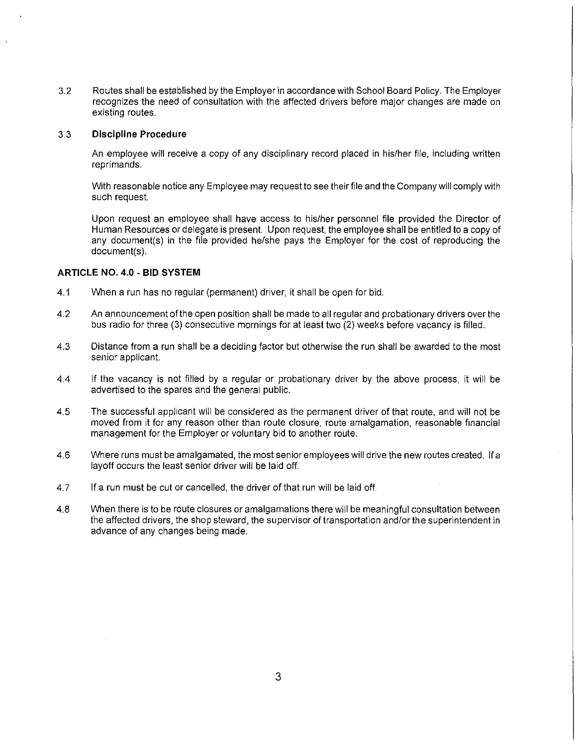3.2 Routes shall be established by the Employer in accordance with School Board Policy. The Employer recognizes the need of consultation with the affected drivers before major changes are made on existing routes.

3.3 **Discipline Procedure**

An employee will receive a copy of any disciplinary record placed in his/her file, including written reprimands.

With reasonable notice any Employee may request to see their file and the Company will comply with such request.

Upon request an employee shall have access to his/her personnel file provided the Director of Human Resources or delegate is present. Upon request, the employee shall be entitled to a copy of any document(s) in the file provided he/she pays the Employer for the cost of reproducing the document(s).

## ARTICLE NO. 4.0 - BID SYSTEM

4.1 When a run has no regular (permanent) driver, it shall be open for bid.

4.2 An announcement of the open position shall be made to all regular and probationary drivers over the bus radio for three (3) consecutive mornings for at least two (2) weeks before vacancy is filled.

4.3 Distance from a run shall be a deciding factor but otherwise the run shall be awarded to the most senior applicant.

4.4 If the vacancy is not filled by a regular or probationary driver by the above process, it will be advertised to the spares and the general public.

4.5 The successful applicant will be considered as the permanent driver of that route, and will not be moved from it for any reason other than route closure, route amalgamation, reasonable financial management for the Employer or voluntary bid to another route.

4.6 Where runs must be amalgamated, the most senior employees will drive the new routes created. If a layoff occurs the least senior driver will be laid off.

4.7 If a run must be cut or cancelled, the driver of that run will be laid off.

4.8 When there is to be route closures or amalgamations there will be meaningful consultation between the affected drivers, the shop steward, the supervisor of transportation and/or the superintendent in advance of any changes being made.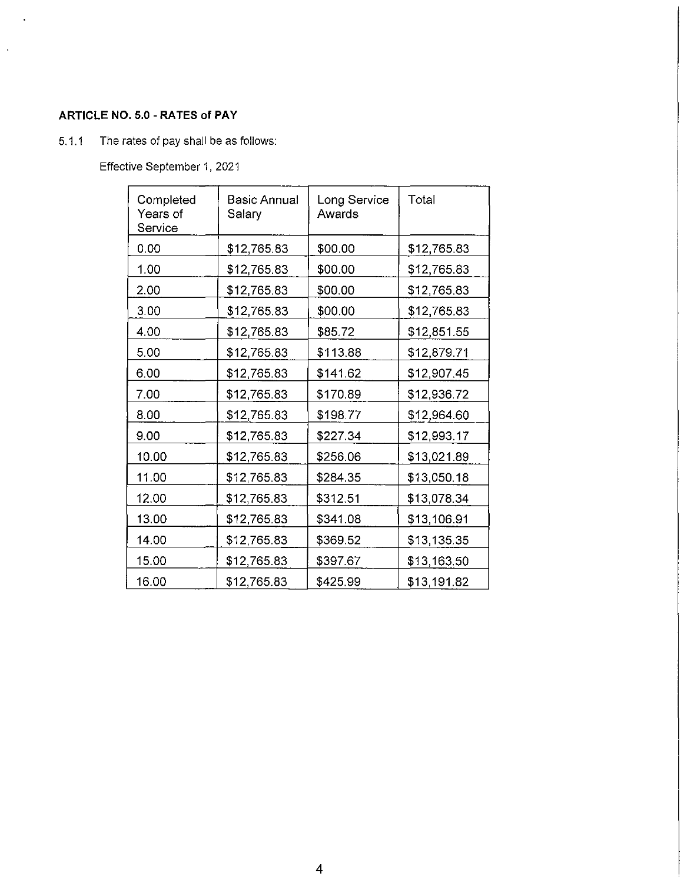**ARTICLE NO. 5.0 - RATES of PAY**

5.1.1 The rates of pay shall be as follows:

Effective September 1, 2021

| Completed Years of Service | Basic Annual Salary | Long Service Awards | Total |
|---|---|---|---|
| 0.00 | $12,765.83 | $00.00 | $12,765.83 |
| 1.00 | $12,765.83 | $00.00 | $12,765.83 |
| 2.00 | $12,765.83 | $00.00 | $12,765.83 |
| 3.00 | $12,765.83 | $00.00 | $12,765.83 |
| 4.00 | $12,765.83 | $85.72 | $12,851.55 |
| 5.00 | $12,765.83 | $113.88 | $12,879.71 |
| 6.00 | $12,765.83 | $141.62 | $12,907.45 |
| 7.00 | $12,765.83 | $170.89 | $12,936.72 |
| 8.00 | $12,765.83 | $198.77 | $12,964.60 |
| 9.00 | $12,765.83 | $227.34 | $12,993.17 |
| 10.00 | $12,765.83 | $256.06 | $13,021.89 |
| 11.00 | $12,765.83 | $284.35 | $13,050.18 |
| 12.00 | $12,765.83 | $312.51 | $13,078.34 |
| 13.00 | $12,765.83 | $341.08 | $13,106.91 |
| 14.00 | $12,765.83 | $369.52 | $13,135.35 |
| 15.00 | $12,765.83 | $397.67 | $13,163.50 |
| 16.00 | $12,765.83 | $425.99 | $13,191.82 |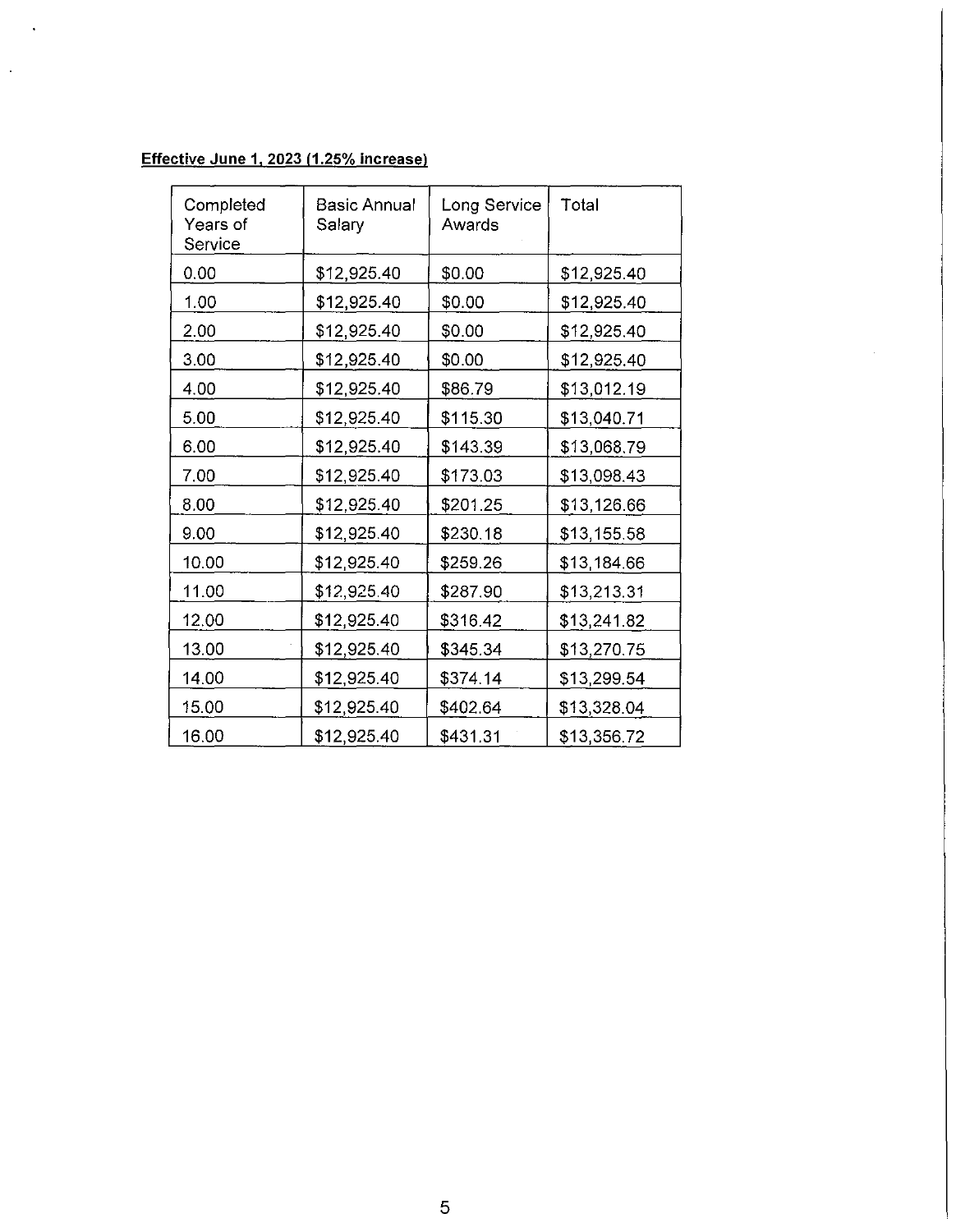**Effective June 1, 2023 (1.25% increase)**

| Completed Years of Service | Basic Annual Salary | Long Service Awards | Total |
|---|---|---|---|
| 0.00 | $12,925.40 | $0.00 | $12,925.40 |
| 1.00 | $12,925.40 | $0.00 | $12,925.40 |
| 2.00 | $12,925.40 | $0.00 | $12,925.40 |
| 3.00 | $12,925.40 | $0.00 | $12,925.40 |
| 4.00 | $12,925.40 | $86.79 | $13,012.19 |
| 5.00 | $12,925.40 | $115.30 | $13,040.71 |
| 6.00 | $12,925.40 | $143.39 | $13,068.79 |
| 7.00 | $12,925.40 | $173.03 | $13,098.43 |
| 8.00 | $12,925.40 | $201.25 | $13,126.66 |
| 9.00 | $12,925.40 | $230.18 | $13,155.58 |
| 10.00 | $12,925.40 | $259.26 | $13,184.66 |
| 11.00 | $12,925.40 | $287.90 | $13,213.31 |
| 12.00 | $12,925.40 | $316.42 | $13,241.82 |
| 13.00 | $12,925.40 | $345.34 | $13,270.75 |
| 14.00 | $12,925.40 | $374.14 | $13,299.54 |
| 15.00 | $12,925.40 | $402.64 | $13,328.04 |
| 16.00 | $12,925.40 | $431.31 | $13,356.72 |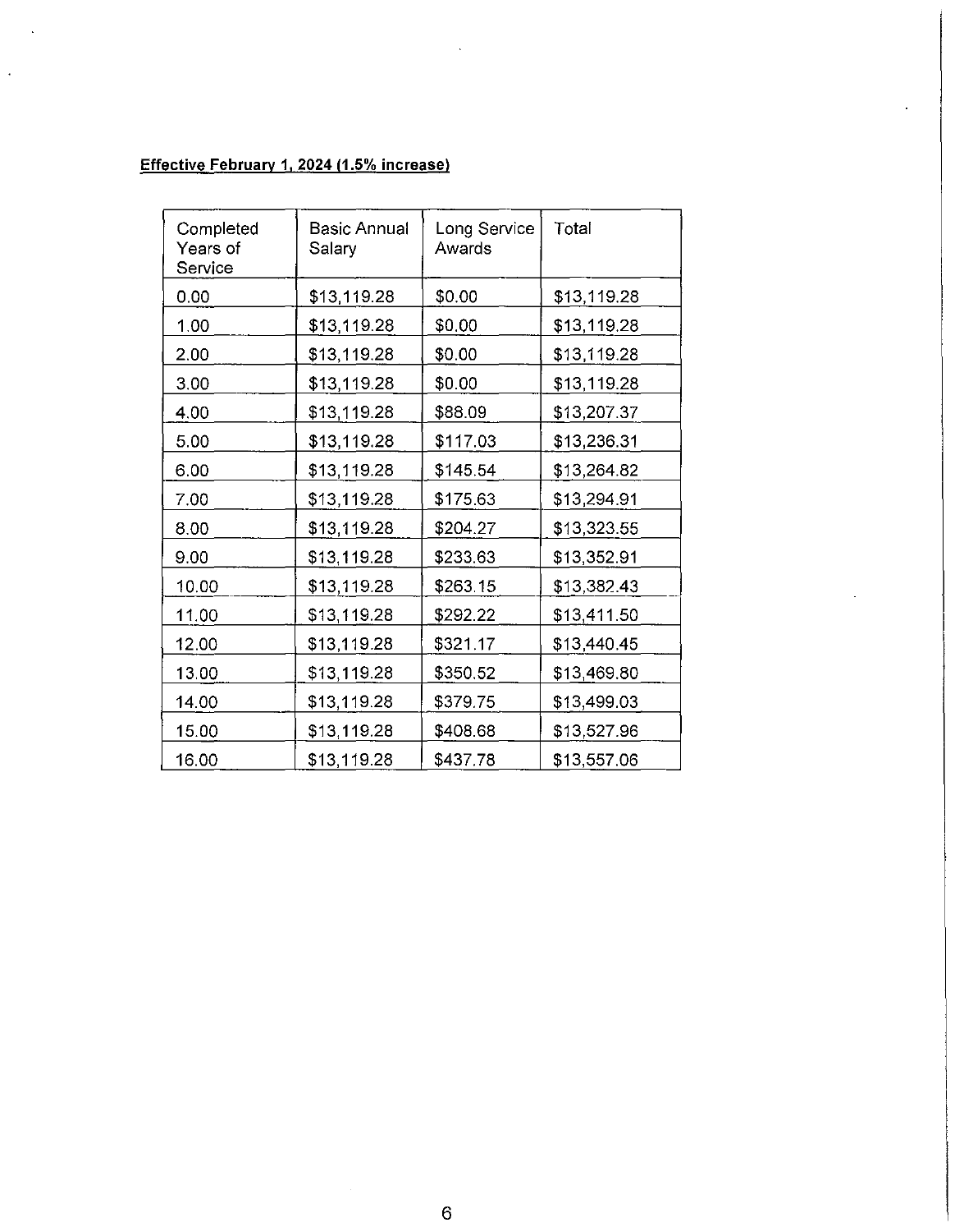**Effective February 1, 2024 (1.5% increase)**

| Completed Years of Service | Basic Annual Salary | Long Service Awards | Total |
|---|---|---|---|
| 0.00 | $13,119.28 | $0.00 | $13,119.28 |
| 1.00 | $13,119.28 | $0.00 | $13,119.28 |
| 2.00 | $13,119.28 | $0.00 | $13,119.28 |
| 3.00 | $13,119.28 | $0.00 | $13,119.28 |
| 4.00 | $13,119.28 | $88.09 | $13,207.37 |
| 5.00 | $13,119.28 | $117.03 | $13,236.31 |
| 6.00 | $13,119.28 | $145.54 | $13,264.82 |
| 7.00 | $13,119.28 | $175.63 | $13,294.91 |
| 8.00 | $13,119.28 | $204.27 | $13,323.55 |
| 9.00 | $13,119.28 | $233.63 | $13,352.91 |
| 10.00 | $13,119.28 | $263.15 | $13,382.43 |
| 11.00 | $13,119.28 | $292.22 | $13,411.50 |
| 12.00 | $13,119.28 | $321.17 | $13,440.45 |
| 13.00 | $13,119.28 | $350.52 | $13,469.80 |
| 14.00 | $13,119.28 | $379.75 | $13,499.03 |
| 15.00 | $13,119.28 | $408.68 | $13,527.96 |
| 16.00 | $13,119.28 | $437.78 | $13,557.06 |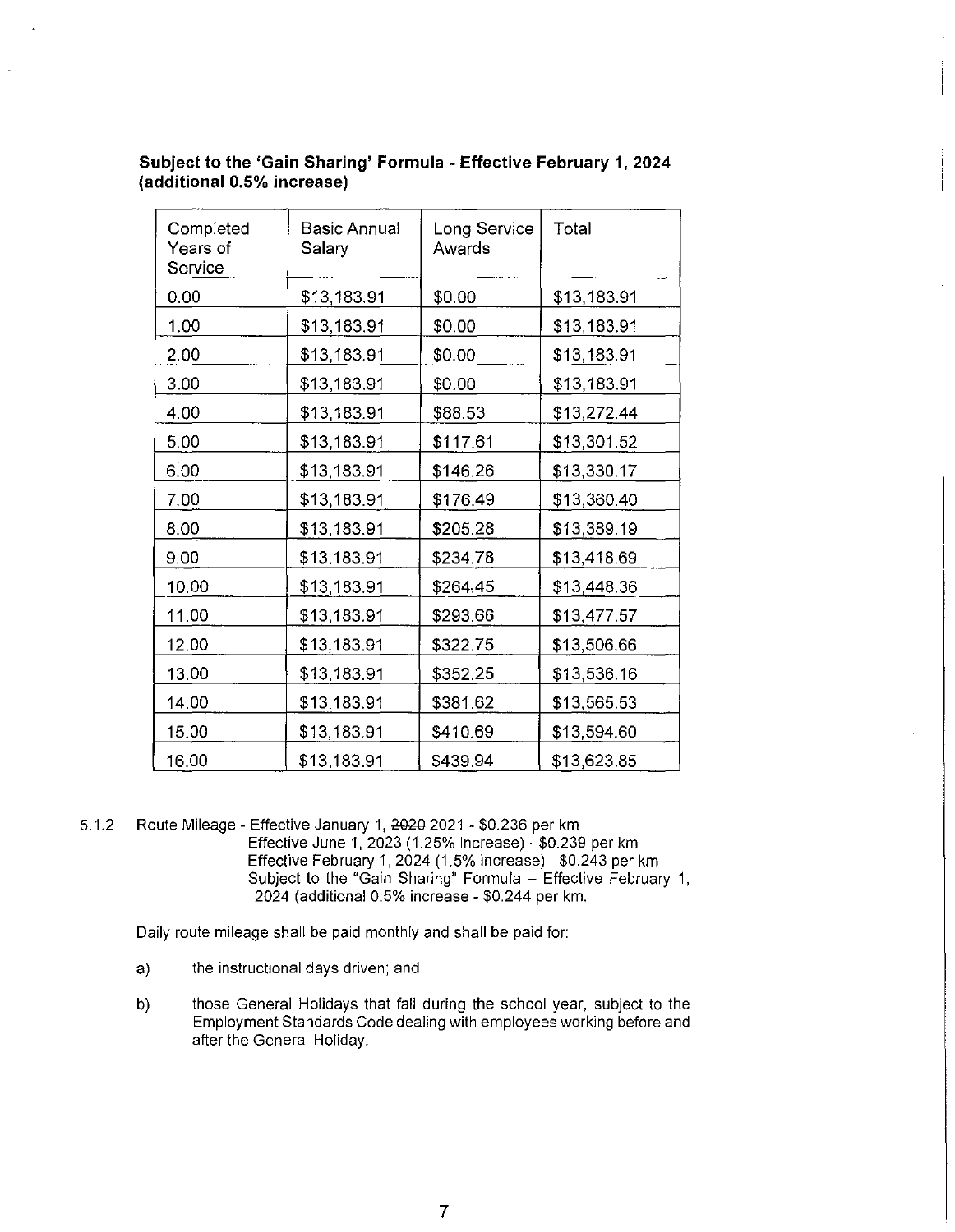**Subject to the 'Gain Sharing' Formula - Effective February 1, 2024 (additional 0.5% increase)**

| Completed Years of Service | Basic Annual Salary | Long Service Awards | Total |
|---|---|---|---|
| 0.00 | $13,183.91 | $0.00 | $13,183.91 |
| 1.00 | $13,183.91 | $0.00 | $13,183.91 |
| 2.00 | $13,183.91 | $0.00 | $13,183.91 |
| 3.00 | $13,183.91 | $0.00 | $13,183.91 |
| 4.00 | $13,183.91 | $88.53 | $13,272.44 |
| 5.00 | $13,183.91 | $117.61 | $13,301.52 |
| 6.00 | $13,183.91 | $146.26 | $13,330.17 |
| 7.00 | $13,183.91 | $176.49 | $13,360.40 |
| 8.00 | $13,183.91 | $205.28 | $13,389.19 |
| 9.00 | $13,183.91 | $234.78 | $13,418.69 |
| 10.00 | $13,183.91 | $264.45 | $13,448.36 |
| 11.00 | $13,183.91 | $293.66 | $13,477.57 |
| 12.00 | $13,183.91 | $322.75 | $13,506.66 |
| 13.00 | $13,183.91 | $352.25 | $13,536.16 |
| 14.00 | $13,183.91 | $381.62 | $13,565.53 |
| 15.00 | $13,183.91 | $410.69 | $13,594.60 |
| 16.00 | $13,183.91 | $439.94 | $13,623.85 |

5.1.2 Route Mileage - Effective January 1, ~~2020~~ 2021 - $0.236 per km
Effective June 1, 2023 (1.25% increase) - $0.239 per km
Effective February 1, 2024 (1.5% increase) - $0.243 per km
Subject to the "Gain Sharing" Formula – Effective February 1, 2024 (additional 0.5% increase - $0.244 per km.

Daily route mileage shall be paid monthly and shall be paid for:

a) the instructional days driven; and

b) those General Holidays that fall during the school year, subject to the Employment Standards Code dealing with employees working before and after the General Holiday.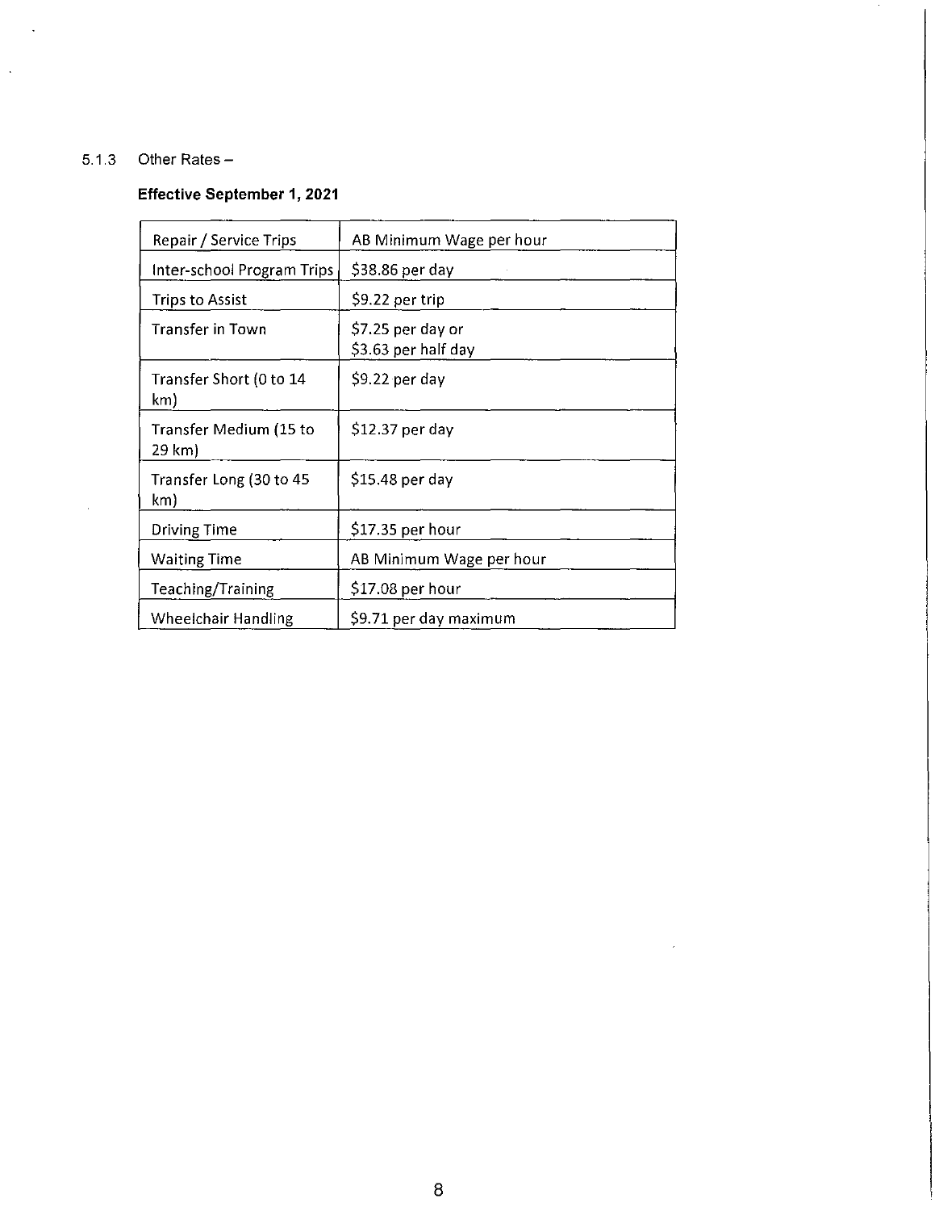5.1.3 Other Rates –

**Effective September 1, 2021**

| | |
|---|---|
| Repair / Service Trips | AB Minimum Wage per hour |
| Inter-school Program Trips | $38.86 per day |
| Trips to Assist | $9.22 per trip |
| Transfer in Town | $7.25 per day or<br>$3.63 per half day |
| Transfer Short (0 to 14 km) | $9.22 per day |
| Transfer Medium (15 to 29 km) | $12.37 per day |
| Transfer Long (30 to 45 km) | $15.48 per day |
| Driving Time | $17.35 per hour |
| Waiting Time | AB Minimum Wage per hour |
| Teaching/Training | $17.08 per hour |
| Wheelchair Handling | $9.71 per day maximum |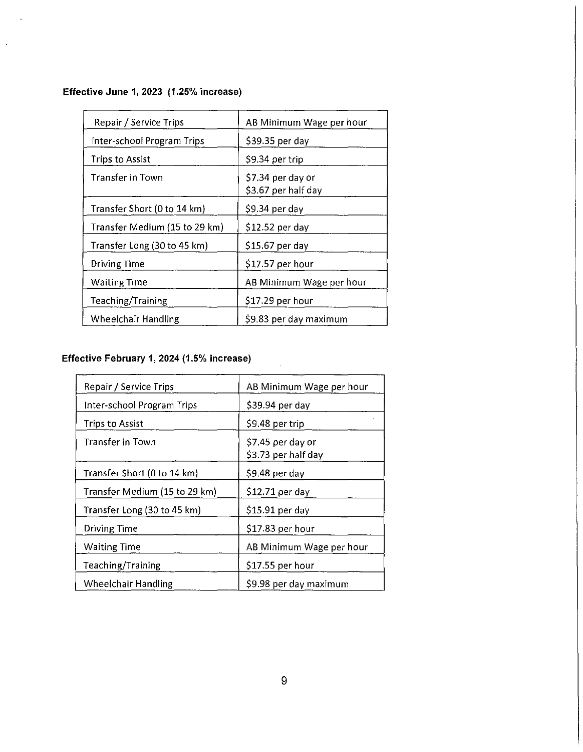**Effective June 1, 2023 (1.25% increase)**

| Repair / Service Trips | AB Minimum Wage per hour |
|---|---|
| Inter-school Program Trips | $39.35 per day |
| Trips to Assist | $9.34 per trip |
| Transfer in Town | $7.34 per day or<br>$3.67 per half day |
| Transfer Short (0 to 14 km) | $9.34 per day |
| Transfer Medium (15 to 29 km) | $12.52 per day |
| Transfer Long (30 to 45 km) | $15.67 per day |
| Driving Time | $17.57 per hour |
| Waiting Time | AB Minimum Wage per hour |
| Teaching/Training | $17.29 per hour |
| Wheelchair Handling | $9.83 per day maximum |

**Effective February 1, 2024 (1.5% increase)**

| Repair / Service Trips | AB Minimum Wage per hour |
|---|---|
| Inter-school Program Trips | $39.94 per day |
| Trips to Assist | $9.48 per trip |
| Transfer in Town | $7.45 per day or<br>$3.73 per half day |
| Transfer Short (0 to 14 km) | $9.48 per day |
| Transfer Medium (15 to 29 km) | $12.71 per day |
| Transfer Long (30 to 45 km) | $15.91 per day |
| Driving Time | $17.83 per hour |
| Waiting Time | AB Minimum Wage per hour |
| Teaching/Training | $17.55 per hour |
| Wheelchair Handling | $9.98 per day maximum |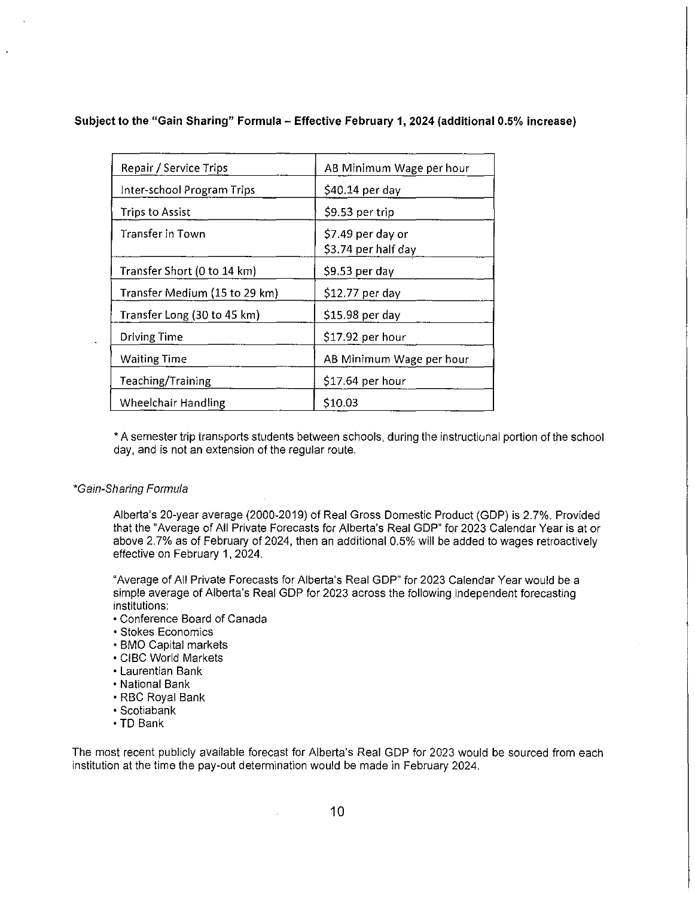**Subject to the "Gain Sharing" Formula – Effective February 1, 2024 (additional 0.5% increase)**

| | |
|---|---|
| Repair / Service Trips | AB Minimum Wage per hour |
| Inter-school Program Trips | $40.14 per day |
| Trips to Assist | $9.53 per trip |
| Transfer in Town | $7.49 per day or $3.74 per half day |
| Transfer Short (0 to 14 km) | $9.53 per day |
| Transfer Medium (15 to 29 km) | $12.77 per day |
| Transfer Long (30 to 45 km) | $15.98 per day |
| Driving Time | $17.92 per hour |
| Waiting Time | AB Minimum Wage per hour |
| Teaching/Training | $17.64 per hour |
| Wheelchair Handling | $10.03 |

* A semester trip transports students between schools, during the instructional portion of the school day, and is not an extension of the regular route.

*\*Gain-Sharing Formula*

Alberta's 20-year average (2000-2019) of Real Gross Domestic Product (GDP) is 2.7%. Provided that the "Average of All Private Forecasts for Alberta's Real GDP" for 2023 Calendar Year is at or above 2.7% as of February of 2024, then an additional 0.5% will be added to wages retroactively effective on February 1, 2024.

"Average of All Private Forecasts for Alberta's Real GDP" for 2023 Calendar Year would be a simple average of Alberta's Real GDP for 2023 across the following independent forecasting institutions:

- Conference Board of Canada
- Stokes Economics
- BMO Capital markets
- CIBC World Markets
- Laurentian Bank
- National Bank
- RBC Royal Bank
- Scotiabank
- TD Bank

The most recent publicly available forecast for Alberta's Real GDP for 2023 would be sourced from each institution at the time the pay-out determination would be made in February 2024.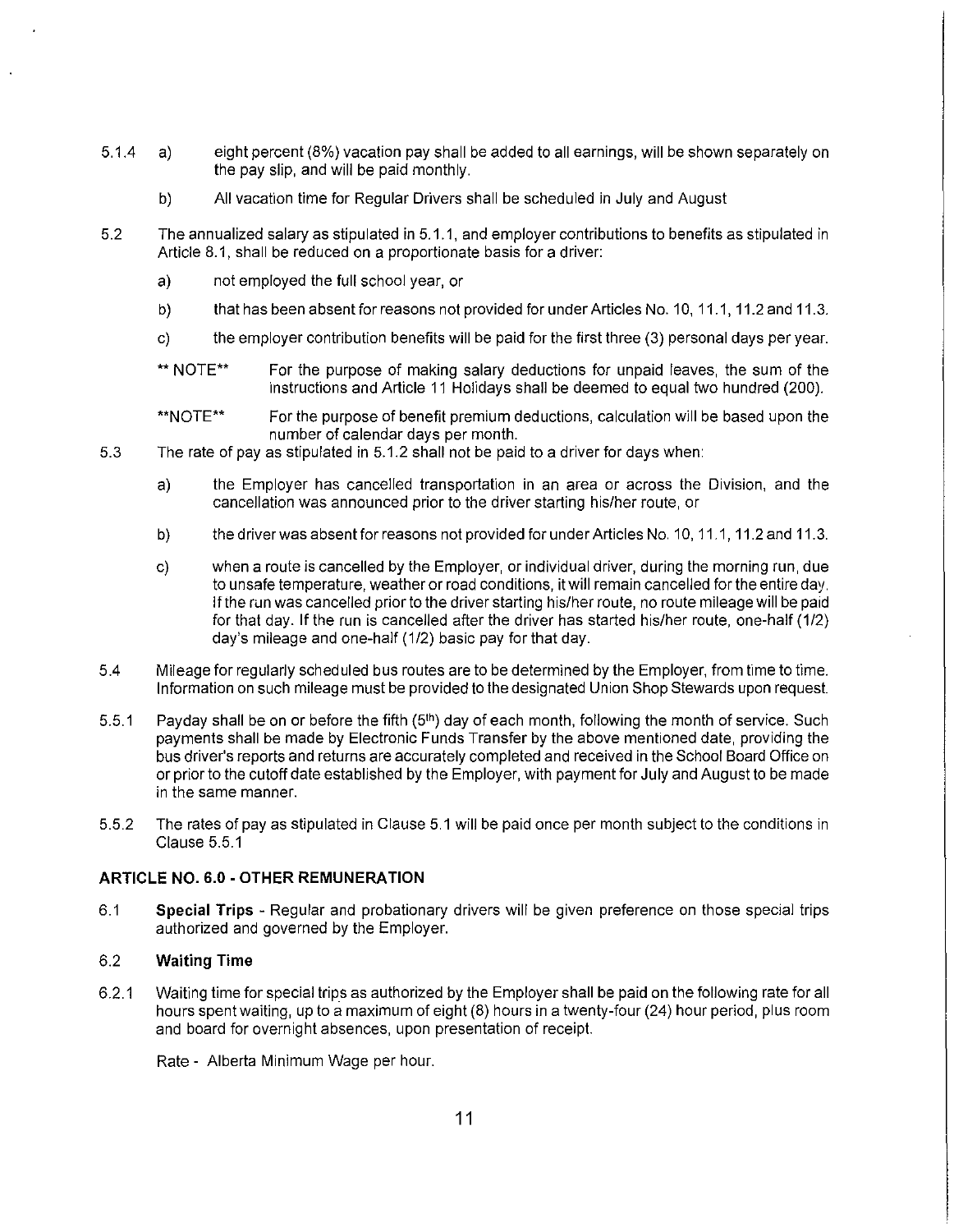5.1.4 a) eight percent (8%) vacation pay shall be added to all earnings, will be shown separately on the pay slip, and will be paid monthly.

b) All vacation time for Regular Drivers shall be scheduled in July and August

5.2 The annualized salary as stipulated in 5.1.1, and employer contributions to benefits as stipulated in Article 8.1, shall be reduced on a proportionate basis for a driver:

a) not employed the full school year, or

b) that has been absent for reasons not provided for under Articles No. 10, 11.1, 11.2 and 11.3.

c) the employer contribution benefits will be paid for the first three (3) personal days per year.

** NOTE** For the purpose of making salary deductions for unpaid leaves, the sum of the instructions and Article 11 Holidays shall be deemed to equal two hundred (200).

**NOTE** For the purpose of benefit premium deductions, calculation will be based upon the number of calendar days per month.

5.3 The rate of pay as stipulated in 5.1.2 shall not be paid to a driver for days when:

a) the Employer has cancelled transportation in an area or across the Division, and the cancellation was announced prior to the driver starting his/her route, or

b) the driver was absent for reasons not provided for under Articles No. 10, 11.1, 11.2 and 11.3.

c) when a route is cancelled by the Employer, or individual driver, during the morning run, due to unsafe temperature, weather or road conditions, it will remain cancelled for the entire day. If the run was cancelled prior to the driver starting his/her route, no route mileage will be paid for that day. If the run is cancelled after the driver has started his/her route, one-half (1/2) day's mileage and one-half (1/2) basic pay for that day.

5.4 Mileage for regularly scheduled bus routes are to be determined by the Employer, from time to time. Information on such mileage must be provided to the designated Union Shop Stewards upon request.

5.5.1 Payday shall be on or before the fifth (5th) day of each month, following the month of service. Such payments shall be made by Electronic Funds Transfer by the above mentioned date, providing the bus driver's reports and returns are accurately completed and received in the School Board Office on or prior to the cutoff date established by the Employer, with payment for July and August to be made in the same manner.

5.5.2 The rates of pay as stipulated in Clause 5.1 will be paid once per month subject to the conditions in Clause 5.5.1

## ARTICLE NO. 6.0 - OTHER REMUNERATION

6.1 **Special Trips** - Regular and probationary drivers will be given preference on those special trips authorized and governed by the Employer.

6.2 **Waiting Time**

6.2.1 Waiting time for special trips as authorized by the Employer shall be paid on the following rate for all hours spent waiting, up to a maximum of eight (8) hours in a twenty-four (24) hour period, plus room and board for overnight absences, upon presentation of receipt.

Rate - Alberta Minimum Wage per hour.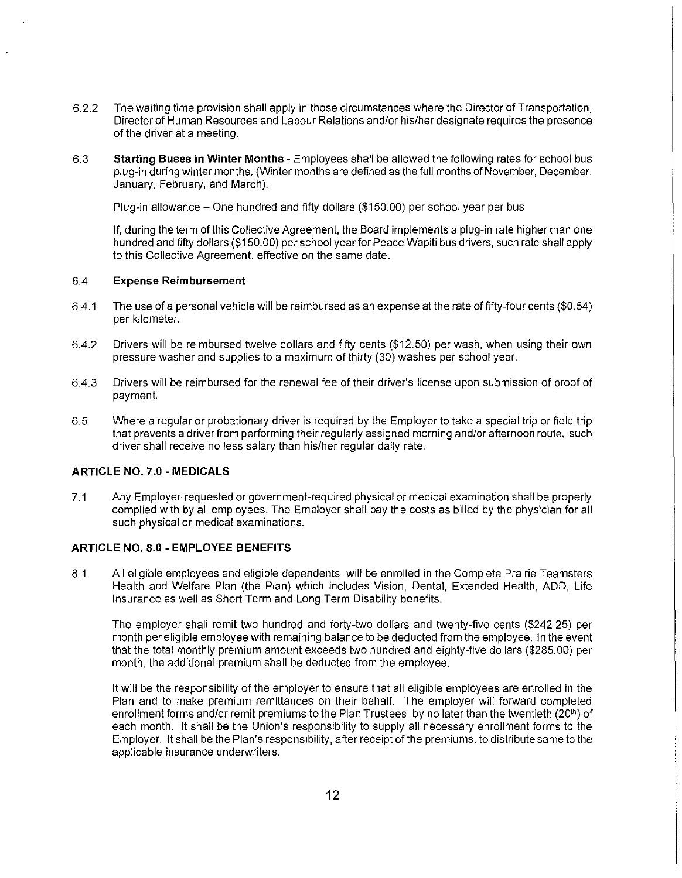6.2.2 The waiting time provision shall apply in those circumstances where the Director of Transportation, Director of Human Resources and Labour Relations and/or his/her designate requires the presence of the driver at a meeting.

6.3 **Starting Buses in Winter Months** - Employees shall be allowed the following rates for school bus plug-in during winter months. (Winter months are defined as the full months of November, December, January, February, and March).

Plug-in allowance – One hundred and fifty dollars ($150.00) per school year per bus

If, during the term of this Collective Agreement, the Board implements a plug-in rate higher than one hundred and fifty dollars ($150.00) per school year for Peace Wapiti bus drivers, such rate shall apply to this Collective Agreement, effective on the same date.

6.4 **Expense Reimbursement**

6.4.1 The use of a personal vehicle will be reimbursed as an expense at the rate of fifty-four cents ($0.54) per kilometer.

6.4.2 Drivers will be reimbursed twelve dollars and fifty cents ($12.50) per wash, when using their own pressure washer and supplies to a maximum of thirty (30) washes per school year.

6.4.3 Drivers will be reimbursed for the renewal fee of their driver's license upon submission of proof of payment.

6.5 Where a regular or probationary driver is required by the Employer to take a special trip or field trip that prevents a driver from performing their regularly assigned morning and/or afternoon route, such driver shall receive no less salary than his/her regular daily rate.

## ARTICLE NO. 7.0 - MEDICALS

7.1 Any Employer-requested or government-required physical or medical examination shall be properly complied with by all employees. The Employer shall pay the costs as billed by the physician for all such physical or medical examinations.

## ARTICLE NO. 8.0 - EMPLOYEE BENEFITS

8.1 All eligible employees and eligible dependents will be enrolled in the Complete Prairie Teamsters Health and Welfare Plan (the Plan) which includes Vision, Dental, Extended Health, ADD, Life Insurance as well as Short Term and Long Term Disability benefits.

The employer shall remit two hundred and forty-two dollars and twenty-five cents ($242.25) per month per eligible employee with remaining balance to be deducted from the employee. In the event that the total monthly premium amount exceeds two hundred and eighty-five dollars ($285.00) per month, the additional premium shall be deducted from the employee.

It will be the responsibility of the employer to ensure that all eligible employees are enrolled in the Plan and to make premium remittances on their behalf. The employer will forward completed enrollment forms and/or remit premiums to the Plan Trustees, by no later than the twentieth (20th) of each month. It shall be the Union's responsibility to supply all necessary enrollment forms to the Employer. It shall be the Plan's responsibility, after receipt of the premiums, to distribute same to the applicable insurance underwriters.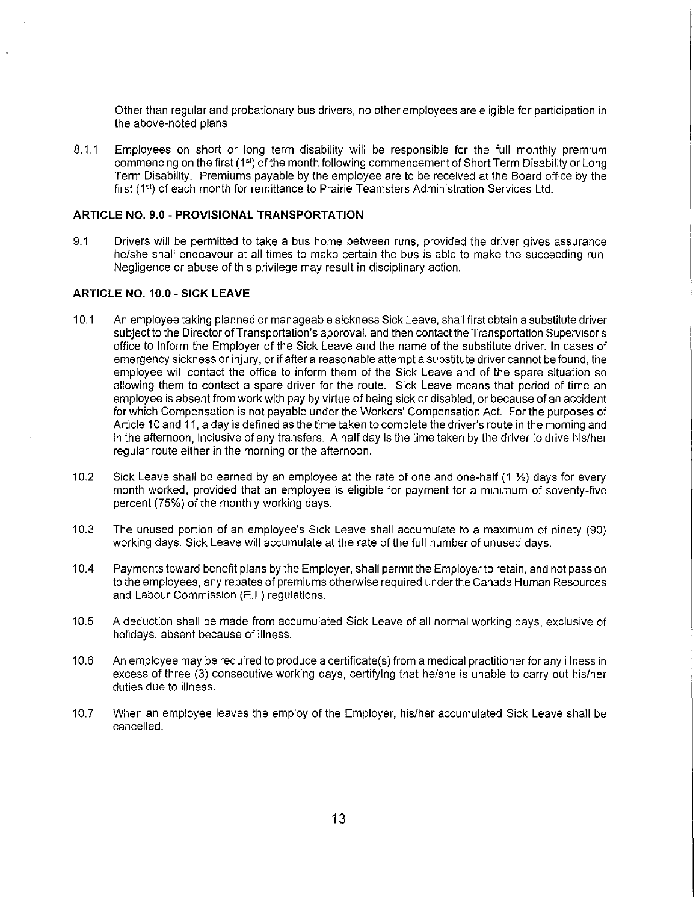Other than regular and probationary bus drivers, no other employees are eligible for participation in the above-noted plans.

8.1.1 Employees on short or long term disability will be responsible for the full monthly premium commencing on the first (1st) of the month following commencement of Short Term Disability or Long Term Disability. Premiums payable by the employee are to be received at the Board office by the first (1st) of each month for remittance to Prairie Teamsters Administration Services Ltd.

### ARTICLE NO. 9.0 - PROVISIONAL TRANSPORTATION

9.1 Drivers will be permitted to take a bus home between runs, provided the driver gives assurance he/she shall endeavour at all times to make certain the bus is able to make the succeeding run. Negligence or abuse of this privilege may result in disciplinary action.

### ARTICLE NO. 10.0 - SICK LEAVE

10.1 An employee taking planned or manageable sickness Sick Leave, shall first obtain a substitute driver subject to the Director of Transportation's approval, and then contact the Transportation Supervisor's office to inform the Employer of the Sick Leave and the name of the substitute driver. In cases of emergency sickness or injury, or if after a reasonable attempt a substitute driver cannot be found, the employee will contact the office to inform them of the Sick Leave and of the spare situation so allowing them to contact a spare driver for the route. Sick Leave means that period of time an employee is absent from work with pay by virtue of being sick or disabled, or because of an accident for which Compensation is not payable under the Workers' Compensation Act. For the purposes of Article 10 and 11, a day is defined as the time taken to complete the driver's route in the morning and in the afternoon, inclusive of any transfers. A half day is the time taken by the driver to drive his/her regular route either in the morning or the afternoon.

10.2 Sick Leave shall be earned by an employee at the rate of one and one-half (1 ½) days for every month worked, provided that an employee is eligible for payment for a minimum of seventy-five percent (75%) of the monthly working days.

10.3 The unused portion of an employee's Sick Leave shall accumulate to a maximum of ninety (90) working days. Sick Leave will accumulate at the rate of the full number of unused days.

10.4 Payments toward benefit plans by the Employer, shall permit the Employer to retain, and not pass on to the employees, any rebates of premiums otherwise required under the Canada Human Resources and Labour Commission (E.I.) regulations.

10.5 A deduction shall be made from accumulated Sick Leave of all normal working days, exclusive of holidays, absent because of illness.

10.6 An employee may be required to produce a certificate(s) from a medical practitioner for any illness in excess of three (3) consecutive working days, certifying that he/she is unable to carry out his/her duties due to illness.

10.7 When an employee leaves the employ of the Employer, his/her accumulated Sick Leave shall be cancelled.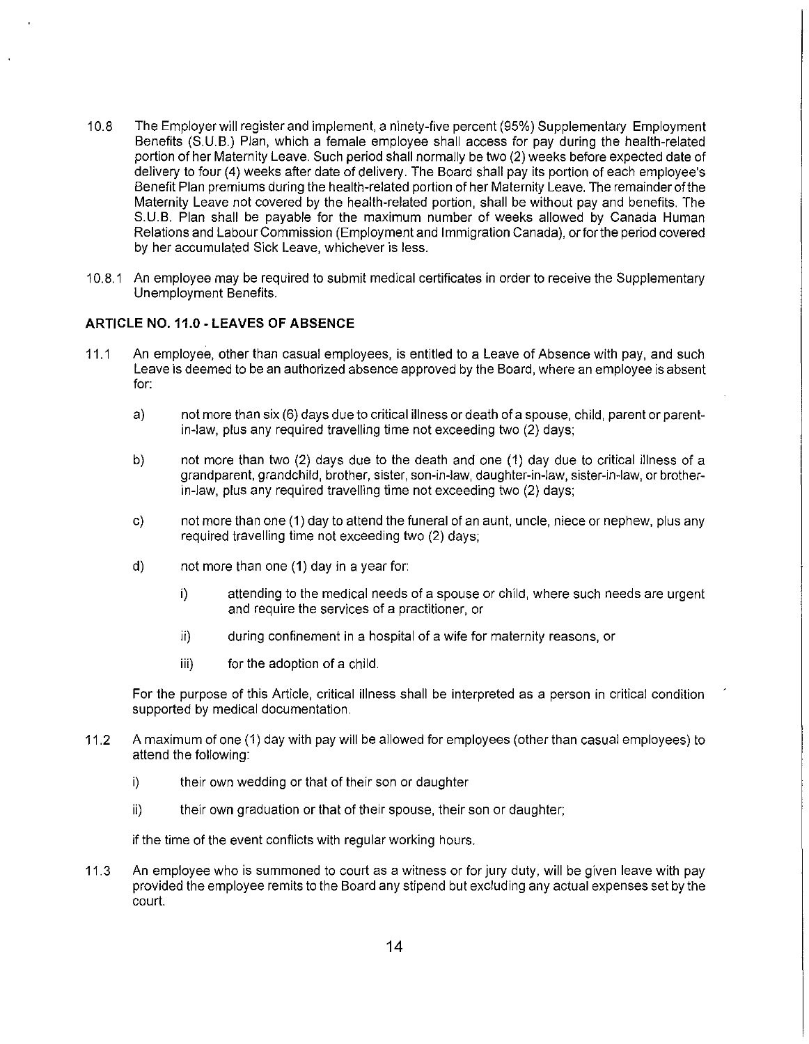10.8 The Employer will register and implement, a ninety-five percent (95%) Supplementary Employment Benefits (S.U.B.) Plan, which a female employee shall access for pay during the health-related portion of her Maternity Leave. Such period shall normally be two (2) weeks before expected date of delivery to four (4) weeks after date of delivery. The Board shall pay its portion of each employee's Benefit Plan premiums during the health-related portion of her Maternity Leave. The remainder of the Maternity Leave not covered by the health-related portion, shall be without pay and benefits. The S.U.B. Plan shall be payable for the maximum number of weeks allowed by Canada Human Relations and Labour Commission (Employment and Immigration Canada), or for the period covered by her accumulated Sick Leave, whichever is less.

10.8.1 An employee may be required to submit medical certificates in order to receive the Supplementary Unemployment Benefits.

### ARTICLE NO. 11.0 - LEAVES OF ABSENCE

11.1 An employee, other than casual employees, is entitled to a Leave of Absence with pay, and such Leave is deemed to be an authorized absence approved by the Board, where an employee is absent for:

a) not more than six (6) days due to critical illness or death of a spouse, child, parent or parent-in-law, plus any required travelling time not exceeding two (2) days;

b) not more than two (2) days due to the death and one (1) day due to critical illness of a grandparent, grandchild, brother, sister, son-in-law, daughter-in-law, sister-in-law, or brother-in-law, plus any required travelling time not exceeding two (2) days;

c) not more than one (1) day to attend the funeral of an aunt, uncle, niece or nephew, plus any required travelling time not exceeding two (2) days;

d) not more than one (1) day in a year for:

   i) attending to the medical needs of a spouse or child, where such needs are urgent and require the services of a practitioner, or

   ii) during confinement in a hospital of a wife for maternity reasons, or

   iii) for the adoption of a child.

For the purpose of this Article, critical illness shall be interpreted as a person in critical condition supported by medical documentation.

11.2 A maximum of one (1) day with pay will be allowed for employees (other than casual employees) to attend the following:

   i) their own wedding or that of their son or daughter

   ii) their own graduation or that of their spouse, their son or daughter;

if the time of the event conflicts with regular working hours.

11.3 An employee who is summoned to court as a witness or for jury duty, will be given leave with pay provided the employee remits to the Board any stipend but excluding any actual expenses set by the court.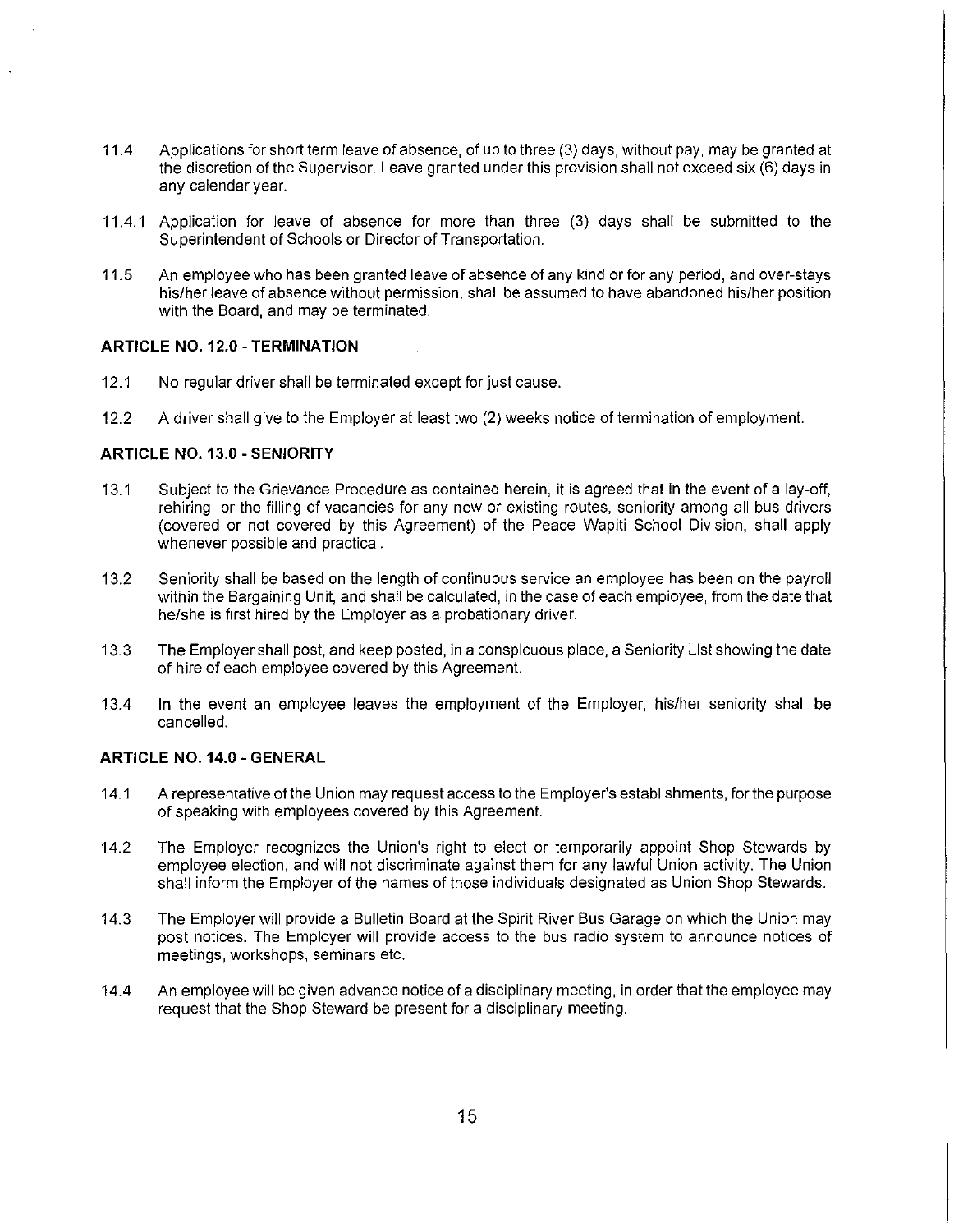11.4 Applications for short term leave of absence, of up to three (3) days, without pay, may be granted at the discretion of the Supervisor. Leave granted under this provision shall not exceed six (6) days in any calendar year.

11.4.1 Application for leave of absence for more than three (3) days shall be submitted to the Superintendent of Schools or Director of Transportation.

11.5 An employee who has been granted leave of absence of any kind or for any period, and over-stays his/her leave of absence without permission, shall be assumed to have abandoned his/her position with the Board, and may be terminated.

**ARTICLE NO. 12.0 - TERMINATION**

12.1 No regular driver shall be terminated except for just cause.

12.2 A driver shall give to the Employer at least two (2) weeks notice of termination of employment.

**ARTICLE NO. 13.0 - SENIORITY**

13.1 Subject to the Grievance Procedure as contained herein, it is agreed that in the event of a lay-off, rehiring, or the filling of vacancies for any new or existing routes, seniority among all bus drivers (covered or not covered by this Agreement) of the Peace Wapiti School Division, shall apply whenever possible and practical.

13.2 Seniority shall be based on the length of continuous service an employee has been on the payroll within the Bargaining Unit, and shall be calculated, in the case of each employee, from the date that he/she is first hired by the Employer as a probationary driver.

13.3 The Employer shall post, and keep posted, in a conspicuous place, a Seniority List showing the date of hire of each employee covered by this Agreement.

13.4 In the event an employee leaves the employment of the Employer, his/her seniority shall be cancelled.

**ARTICLE NO. 14.0 - GENERAL**

14.1 A representative of the Union may request access to the Employer's establishments, for the purpose of speaking with employees covered by this Agreement.

14.2 The Employer recognizes the Union's right to elect or temporarily appoint Shop Stewards by employee election, and will not discriminate against them for any lawful Union activity. The Union shall inform the Employer of the names of those individuals designated as Union Shop Stewards.

14.3 The Employer will provide a Bulletin Board at the Spirit River Bus Garage on which the Union may post notices. The Employer will provide access to the bus radio system to announce notices of meetings, workshops, seminars etc.

14.4 An employee will be given advance notice of a disciplinary meeting, in order that the employee may request that the Shop Steward be present for a disciplinary meeting.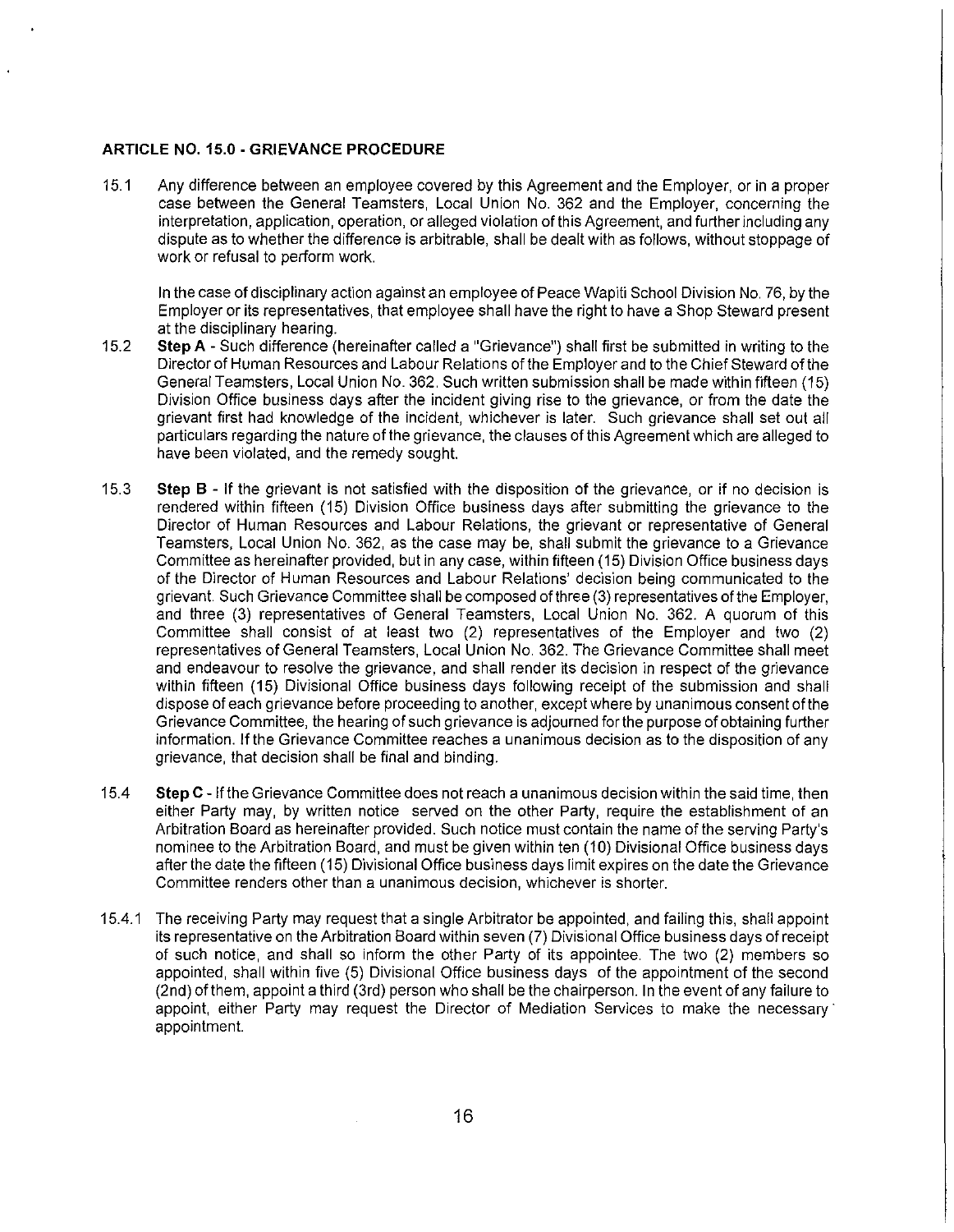## ARTICLE NO. 15.0 - GRIEVANCE PROCEDURE

15.1 Any difference between an employee covered by this Agreement and the Employer, or in a proper case between the General Teamsters, Local Union No. 362 and the Employer, concerning the interpretation, application, operation, or alleged violation of this Agreement, and further including any dispute as to whether the difference is arbitrable, shall be dealt with as follows, without stoppage of work or refusal to perform work.

In the case of disciplinary action against an employee of Peace Wapiti School Division No. 76, by the Employer or its representatives, that employee shall have the right to have a Shop Steward present at the disciplinary hearing.

15.2 **Step A** - Such difference (hereinafter called a "Grievance") shall first be submitted in writing to the Director of Human Resources and Labour Relations of the Employer and to the Chief Steward of the General Teamsters, Local Union No. 362. Such written submission shall be made within fifteen (15) Division Office business days after the incident giving rise to the grievance, or from the date the grievant first had knowledge of the incident, whichever is later. Such grievance shall set out all particulars regarding the nature of the grievance, the clauses of this Agreement which are alleged to have been violated, and the remedy sought.

15.3 **Step B** - If the grievant is not satisfied with the disposition of the grievance, or if no decision is rendered within fifteen (15) Division Office business days after submitting the grievance to the Director of Human Resources and Labour Relations, the grievant or representative of General Teamsters, Local Union No. 362, as the case may be, shall submit the grievance to a Grievance Committee as hereinafter provided, but in any case, within fifteen (15) Division Office business days of the Director of Human Resources and Labour Relations' decision being communicated to the grievant. Such Grievance Committee shall be composed of three (3) representatives of the Employer, and three (3) representatives of General Teamsters, Local Union No. 362. A quorum of this Committee shall consist of at least two (2) representatives of the Employer and two (2) representatives of General Teamsters, Local Union No. 362. The Grievance Committee shall meet and endeavour to resolve the grievance, and shall render its decision in respect of the grievance within fifteen (15) Divisional Office business days following receipt of the submission and shall dispose of each grievance before proceeding to another, except where by unanimous consent of the Grievance Committee, the hearing of such grievance is adjourned for the purpose of obtaining further information. If the Grievance Committee reaches a unanimous decision as to the disposition of any grievance, that decision shall be final and binding.

15.4 **Step C** - If the Grievance Committee does not reach a unanimous decision within the said time, then either Party may, by written notice served on the other Party, require the establishment of an Arbitration Board as hereinafter provided. Such notice must contain the name of the serving Party's nominee to the Arbitration Board, and must be given within ten (10) Divisional Office business days after the date the fifteen (15) Divisional Office business days limit expires on the date the Grievance Committee renders other than a unanimous decision, whichever is shorter.

15.4.1 The receiving Party may request that a single Arbitrator be appointed, and failing this, shall appoint its representative on the Arbitration Board within seven (7) Divisional Office business days of receipt of such notice, and shall so inform the other Party of its appointee. The two (2) members so appointed, shall within five (5) Divisional Office business days of the appointment of the second (2nd) of them, appoint a third (3rd) person who shall be the chairperson. In the event of any failure to appoint, either Party may request the Director of Mediation Services to make the necessary appointment.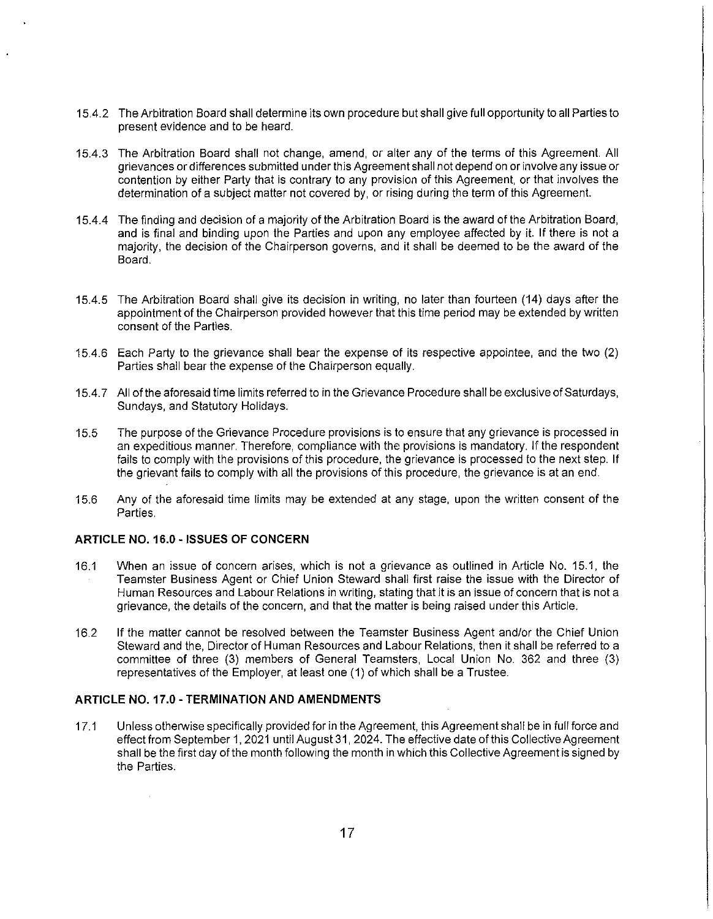15.4.2 The Arbitration Board shall determine its own procedure but shall give full opportunity to all Parties to present evidence and to be heard.

15.4.3 The Arbitration Board shall not change, amend, or alter any of the terms of this Agreement. All grievances or differences submitted under this Agreement shall not depend on or involve any issue or contention by either Party that is contrary to any provision of this Agreement, or that involves the determination of a subject matter not covered by, or rising during the term of this Agreement.

15.4.4 The finding and decision of a majority of the Arbitration Board is the award of the Arbitration Board, and is final and binding upon the Parties and upon any employee affected by it. If there is not a majority, the decision of the Chairperson governs, and it shall be deemed to be the award of the Board.

15.4.5 The Arbitration Board shall give its decision in writing, no later than fourteen (14) days after the appointment of the Chairperson provided however that this time period may be extended by written consent of the Parties.

15.4.6 Each Party to the grievance shall bear the expense of its respective appointee, and the two (2) Parties shall bear the expense of the Chairperson equally.

15.4.7 All of the aforesaid time limits referred to in the Grievance Procedure shall be exclusive of Saturdays, Sundays, and Statutory Holidays.

15.5 The purpose of the Grievance Procedure provisions is to ensure that any grievance is processed in an expeditious manner. Therefore, compliance with the provisions is mandatory. If the respondent fails to comply with the provisions of this procedure, the grievance is processed to the next step. If the grievant fails to comply with all the provisions of this procedure, the grievance is at an end.

15.6 Any of the aforesaid time limits may be extended at any stage, upon the written consent of the Parties.

## ARTICLE NO. 16.0 - ISSUES OF CONCERN

16.1 When an issue of concern arises, which is not a grievance as outlined in Article No. 15.1, the Teamster Business Agent or Chief Union Steward shall first raise the issue with the Director of Human Resources and Labour Relations in writing, stating that it is an issue of concern that is not a grievance, the details of the concern, and that the matter is being raised under this Article.

16.2 If the matter cannot be resolved between the Teamster Business Agent and/or the Chief Union Steward and the, Director of Human Resources and Labour Relations, then it shall be referred to a committee of three (3) members of General Teamsters, Local Union No. 362 and three (3) representatives of the Employer, at least one (1) of which shall be a Trustee.

## ARTICLE NO. 17.0 - TERMINATION AND AMENDMENTS

17.1 Unless otherwise specifically provided for in the Agreement, this Agreement shall be in full force and effect from September 1, 2021 until August 31, 2024. The effective date of this Collective Agreement shall be the first day of the month following the month in which this Collective Agreement is signed by the Parties.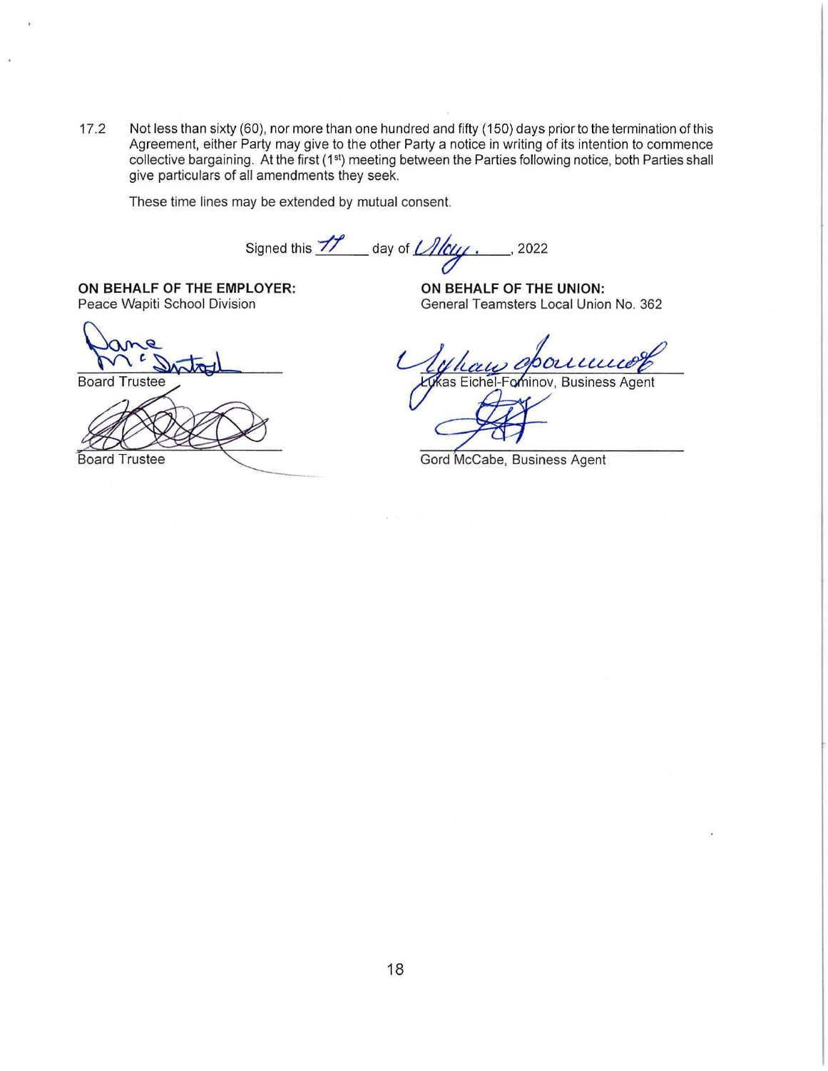17.2 Not less than sixty (60), nor more than one hundred and fifty (150) days prior to the termination of this Agreement, either Party may give to the other Party a notice in writing of its intention to commence collective bargaining. At the first (1st) meeting between the Parties following notice, both Parties shall give particulars of all amendments they seek.

These time lines may be extended by mutual consent.

Signed this 17 day of May, 2022

| **ON BEHALF OF THE EMPLOYER:** | **ON BEHALF OF THE UNION:** |
| --- | --- |
| Peace Wapiti School Division | General Teamsters Local Union No. 362 |
| Board Trustee | Lukas Eichel-Fominov, Business Agent |
| Board Trustee | Gord McCabe, Business Agent |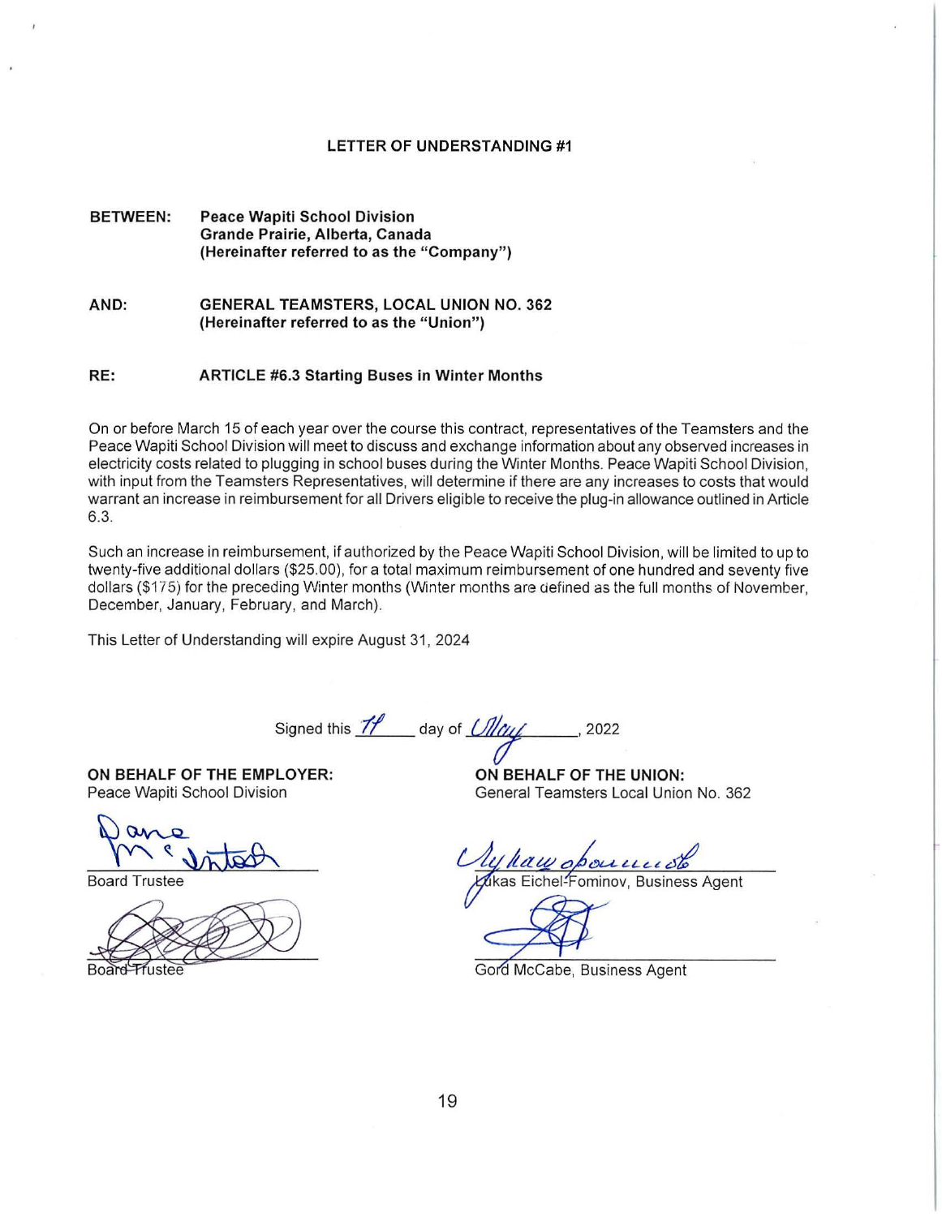# LETTER OF UNDERSTANDING #1

**BETWEEN:** **Peace Wapiti School Division**
**Grande Prairie, Alberta, Canada**
**(Hereinafter referred to as the "Company")**

**AND:** **GENERAL TEAMSTERS, LOCAL UNION NO. 362**
**(Hereinafter referred to as the "Union")**

**RE:** **ARTICLE #6.3 Starting Buses in Winter Months**

On or before March 15 of each year over the course this contract, representatives of the Teamsters and the Peace Wapiti School Division will meet to discuss and exchange information about any observed increases in electricity costs related to plugging in school buses during the Winter Months. Peace Wapiti School Division, with input from the Teamsters Representatives, will determine if there are any increases to costs that would warrant an increase in reimbursement for all Drivers eligible to receive the plug-in allowance outlined in Article 6.3.

Such an increase in reimbursement, if authorized by the Peace Wapiti School Division, will be limited to up to twenty-five additional dollars ($25.00), for a total maximum reimbursement of one hundred and seventy five dollars ($175) for the preceding Winter months (Winter months are defined as the full months of November, December, January, February, and March).

This Letter of Understanding will expire August 31, 2024

Signed this 11 day of May, 2022

**ON BEHALF OF THE EMPLOYER:**
Peace Wapiti School Division

Board Trustee

Board Trustee

**ON BEHALF OF THE UNION:**
General Teamsters Local Union No. 362

Lukas Eichel-Fominov, Business Agent

Gord McCabe, Business Agent